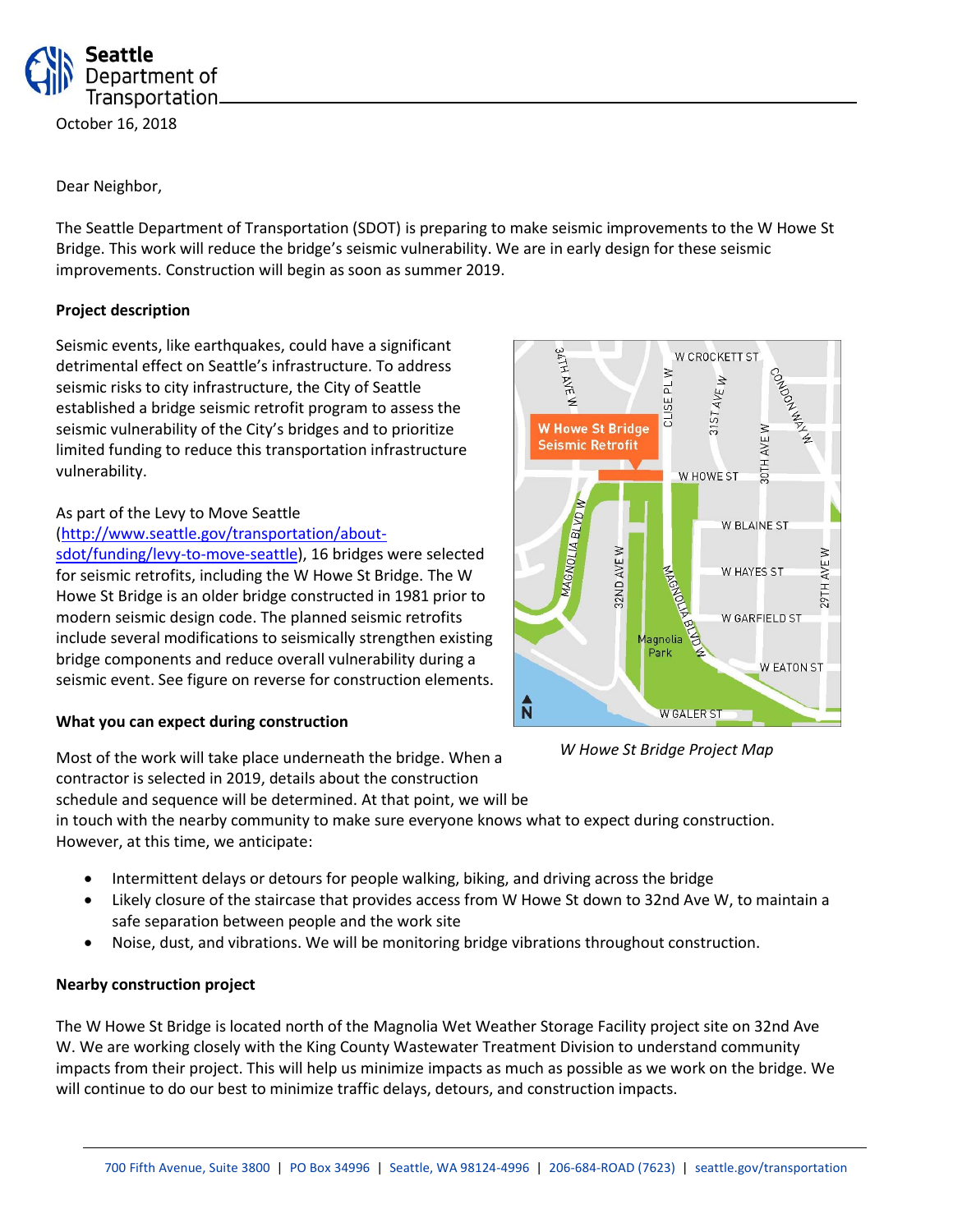**Seattle Department of Transportation**

October 16, 2018

Dear Neighbor,

The Seattle Department of Transportation (SDOT) is preparing to make seismic improvements to the W Howe St Bridge. This work will reduce the bridge's seismic vulnerability. We are in early design for these seismic improvements. Construction will begin as soon as summer 2019.

**Project description**

Seismic events, like earthquakes, could have a significant detrimental effect on Seattle's infrastructure. To address seismic risks to city infrastructure, the City of Seattle established a bridge seismic retrofit program to assess the seismic vulnerability of the City's bridges and to prioritize limited funding to reduce this transportation infrastructure vulnerability.

As part of the Levy to Move Seattle ([http://www.seattle.gov/transportation/about-sdot/funding/levy-to-move-seattle](http://www.seattle.gov/transportation/about-sdot/funding/levy-to-move-seattle)), 16 bridges were selected for seismic retrofits, including the W Howe St Bridge. The W Howe St Bridge is an older bridge constructed in 1981 prior to modern seismic design code. The planned seismic retrofits include several modifications to seismically strengthen existing bridge components and reduce overall vulnerability during a seismic event. See figure on reverse for construction elements.

*W Howe St Bridge Project Map*

**What you can expect during construction**

Most of the work will take place underneath the bridge. When a contractor is selected in 2019, details about the construction schedule and sequence will be determined. At that point, we will be in touch with the nearby community to make sure everyone knows what to expect during construction. However, at this time, we anticipate:

- Intermittent delays or detours for people walking, biking, and driving across the bridge
- Likely closure of the staircase that provides access from W Howe St down to 32nd Ave W, to maintain a safe separation between people and the work site
- Noise, dust, and vibrations. We will be monitoring bridge vibrations throughout construction.

**Nearby construction project**

The W Howe St Bridge is located north of the Magnolia Wet Weather Storage Facility project site on 32nd Ave W. We are working closely with the King County Wastewater Treatment Division to understand community impacts from their project. This will help us minimize impacts as much as possible as we work on the bridge. We will continue to do our best to minimize traffic delays, detours, and construction impacts.

700 Fifth Avenue, Suite 3800 | PO Box 34996 | Seattle, WA 98124-4996 | 206-684-ROAD (7623) | seattle.gov/transportation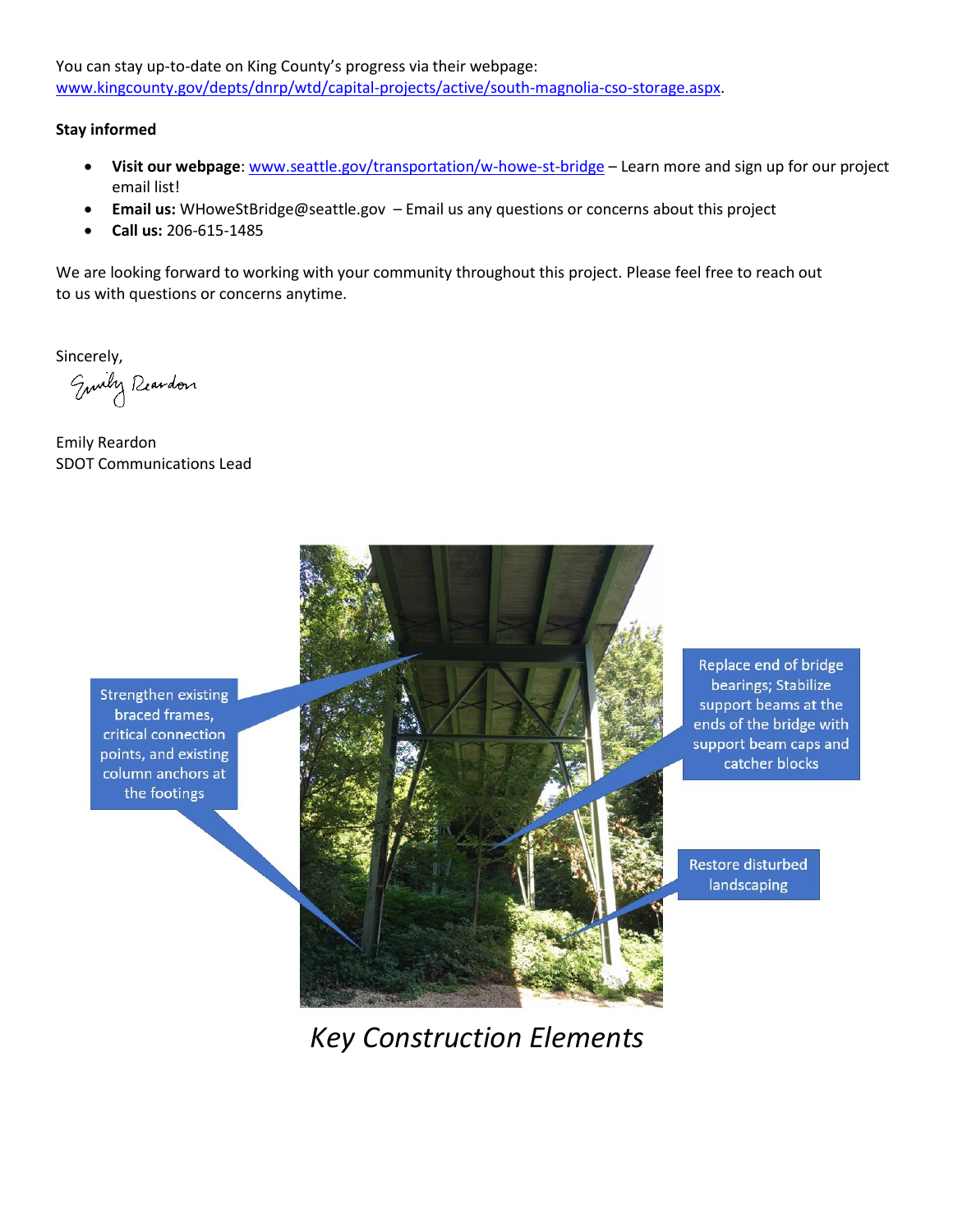You can stay up-to-date on King County's progress via their webpage: www.kingcounty.gov/depts/dnrp/wtd/capital-projects/active/south-magnolia-cso-storage.aspx.

**Stay informed**

- **Visit our webpage**: www.seattle.gov/transportation/w-howe-st-bridge – Learn more and sign up for our project email list!
- **Email us:** WHoweStBridge@seattle.gov – Email us any questions or concerns about this project
- **Call us:** 206-615-1485

We are looking forward to working with your community throughout this project. Please feel free to reach out to us with questions or concerns anytime.

Sincerely,

Emily Reardon

Emily Reardon
SDOT Communications Lead

Strengthen existing braced frames, critical connection points, and existing column anchors at the footings

Replace end of bridge bearings; Stabilize support beams at the ends of the bridge with support beam caps and catcher blocks

Restore disturbed landscaping

*Key Construction Elements*